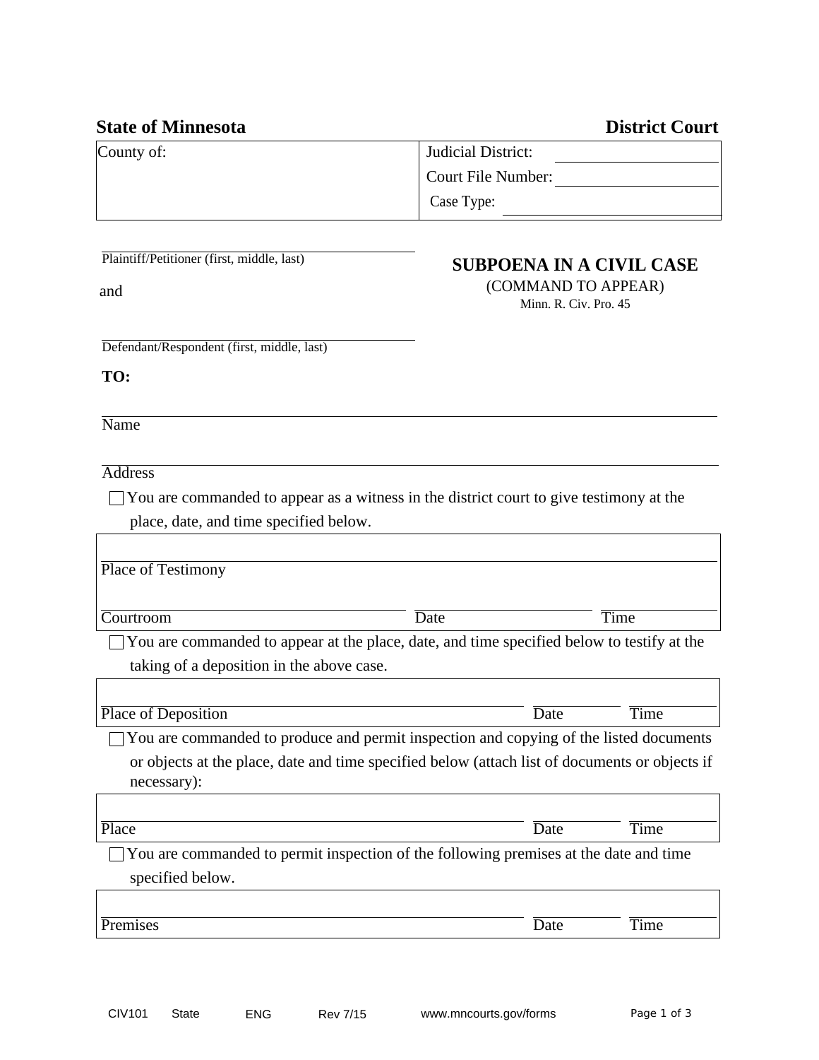**State of Minnesota** **District Court**

| County of: | Judicial District: ______________ |
| --- | --- |
| | Court File Number: ______________ |
| | Case Type: ______________ |

______________________________
Plaintiff/Petitioner (first, middle, last)

and

______________________________
Defendant/Respondent (first, middle, last)

# SUBPOENA IN A CIVIL CASE

(COMMAND TO APPEAR)
Minn. R. Civ. Pro. 45

**TO:**

______________________________
Name

______________________________
Address

☐ You are commanded to appear as a witness in the district court to give testimony at the place, date, and time specified below.

| Place of Testimony | | |
| --- | --- | --- |
| Courtroom | Date | Time |

☐ You are commanded to appear at the place, date, and time specified below to testify at the taking of a deposition in the above case.

| Place of Deposition | Date | Time |
| --- | --- | --- |

☐ You are commanded to produce and permit inspection and copying of the listed documents or objects at the place, date and time specified below (attach list of documents or objects if necessary):

| Place | Date | Time |
| --- | --- | --- |

☐ You are commanded to permit inspection of the following premises at the date and time specified below.

| Premises | Date | Time |
| --- | --- | --- |

CIV101 State ENG Rev 7/15 www.mncourts.gov/forms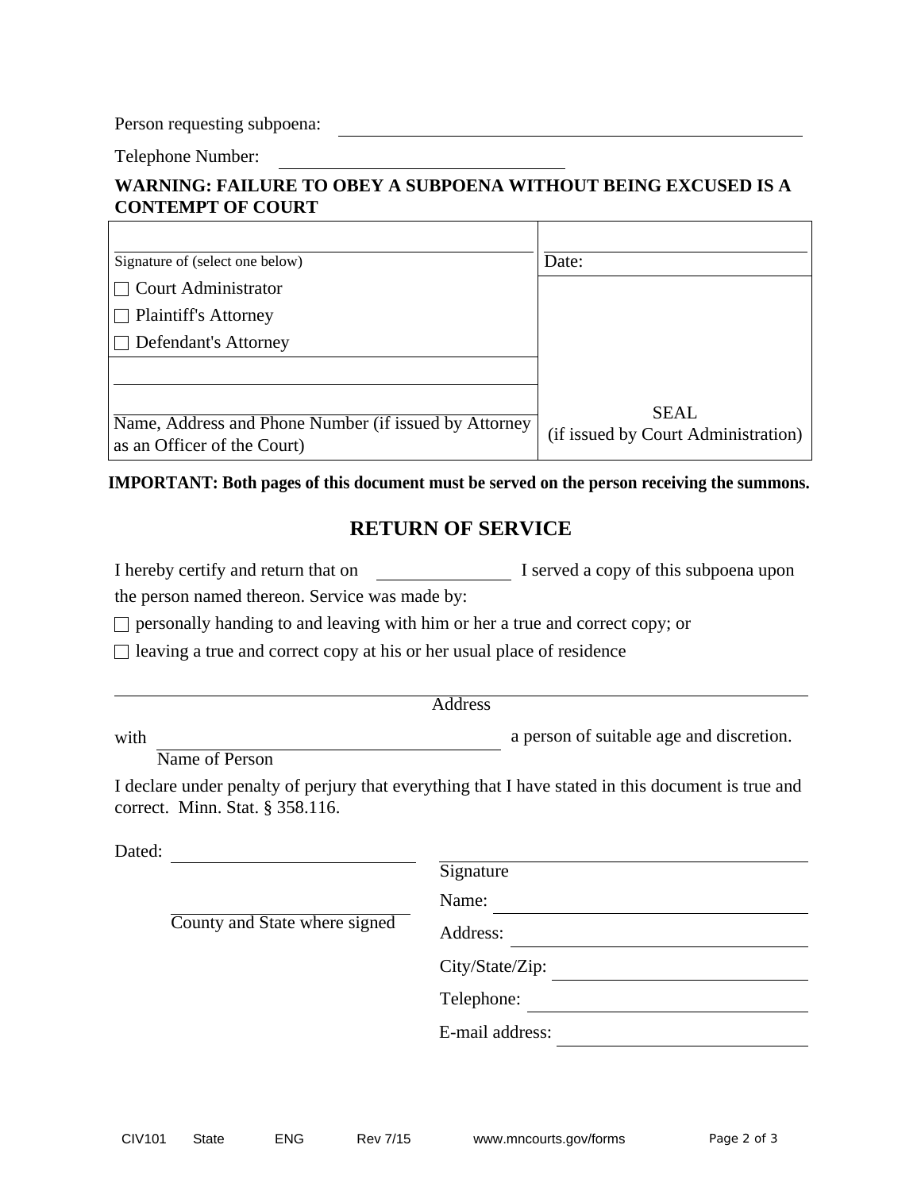Person requesting subpoena: ______________________________

Telephone Number: ______________________

**WARNING: FAILURE TO OBEY A SUBPOENA WITHOUT BEING EXCUSED IS A CONTEMPT OF COURT**

| | |
|---|---|
| Signature of (select one below) | Date: |
| ☐ Court Administrator<br>☐ Plaintiff's Attorney<br>☐ Defendant's Attorney | |
| Name, Address and Phone Number (if issued by Attorney as an Officer of the Court) | SEAL<br>(if issued by Court Administration) |

**IMPORTANT: Both pages of this document must be served on the person receiving the summons.**

## RETURN OF SERVICE

I hereby certify and return that on ______________ I served a copy of this subpoena upon the person named thereon. Service was made by:

☐ personally handing to and leaving with him or her a true and correct copy; or

☐ leaving a true and correct copy at his or her usual place of residence

______________________________________________
Address

with ______________________________ a person of suitable age and discretion.
Name of Person

I declare under penalty of perjury that everything that I have stated in this document is true and correct. Minn. Stat. § 358.116.

Dated: ______________________

______________________
County and State where signed

______________________________
Signature

Name: ______________________

Address: ______________________

City/State/Zip: ______________________

Telephone: ______________________

E-mail address: ______________________

CIV101 State ENG Rev 7/15 www.mncourts.gov/forms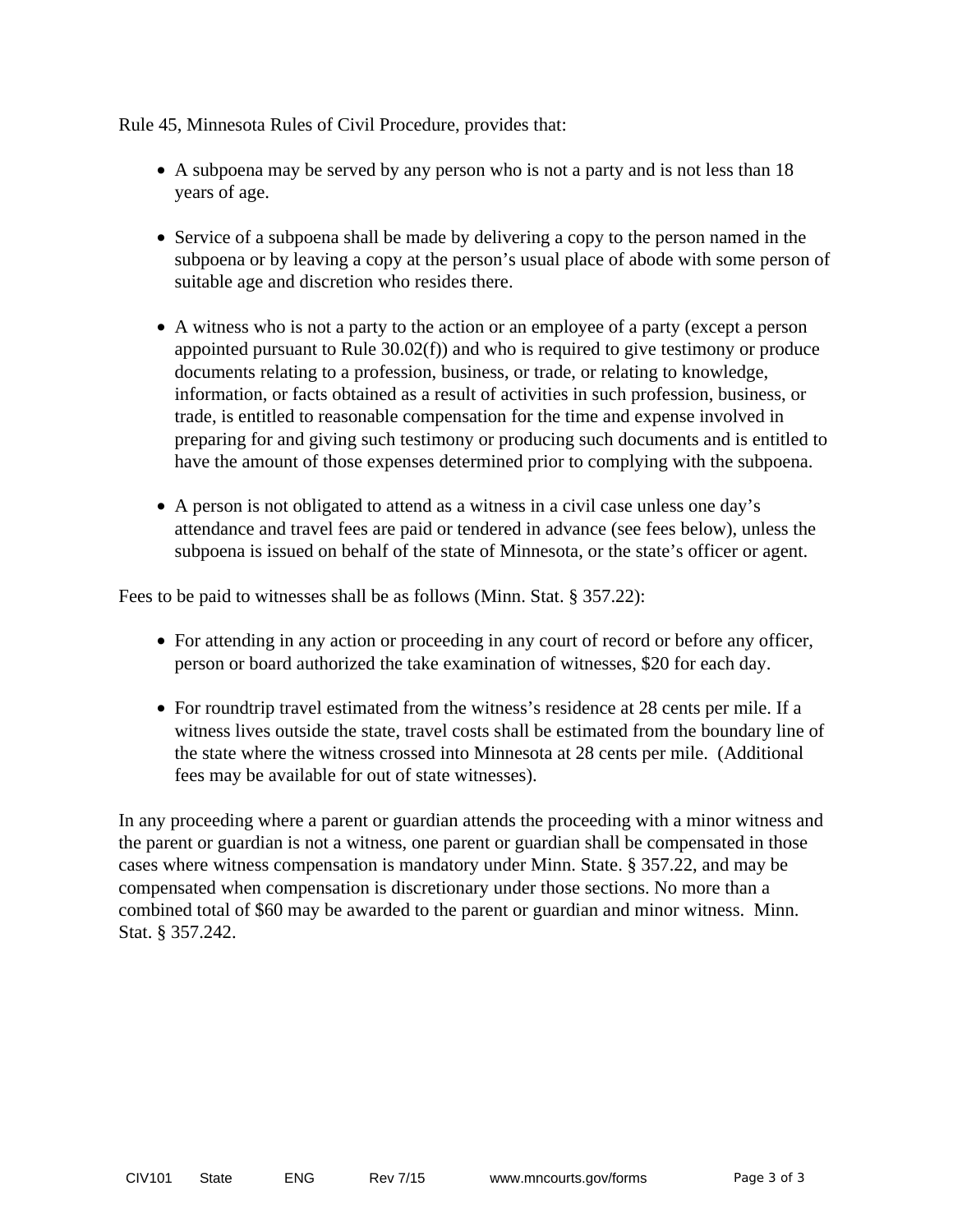Rule 45, Minnesota Rules of Civil Procedure, provides that:

- A subpoena may be served by any person who is not a party and is not less than 18 years of age.

- Service of a subpoena shall be made by delivering a copy to the person named in the subpoena or by leaving a copy at the person's usual place of abode with some person of suitable age and discretion who resides there.

- A witness who is not a party to the action or an employee of a party (except a person appointed pursuant to Rule 30.02(f)) and who is required to give testimony or produce documents relating to a profession, business, or trade, or relating to knowledge, information, or facts obtained as a result of activities in such profession, business, or trade, is entitled to reasonable compensation for the time and expense involved in preparing for and giving such testimony or producing such documents and is entitled to have the amount of those expenses determined prior to complying with the subpoena.

- A person is not obligated to attend as a witness in a civil case unless one day's attendance and travel fees are paid or tendered in advance (see fees below), unless the subpoena is issued on behalf of the state of Minnesota, or the state's officer or agent.

Fees to be paid to witnesses shall be as follows (Minn. Stat. § 357.22):

- For attending in any action or proceeding in any court of record or before any officer, person or board authorized the take examination of witnesses, $20 for each day.

- For roundtrip travel estimated from the witness's residence at 28 cents per mile. If a witness lives outside the state, travel costs shall be estimated from the boundary line of the state where the witness crossed into Minnesota at 28 cents per mile. (Additional fees may be available for out of state witnesses).

In any proceeding where a parent or guardian attends the proceeding with a minor witness and the parent or guardian is not a witness, one parent or guardian shall be compensated in those cases where witness compensation is mandatory under Minn. State. § 357.22, and may be compensated when compensation is discretionary under those sections. No more than a combined total of $60 may be awarded to the parent or guardian and minor witness. Minn. Stat. § 357.242.